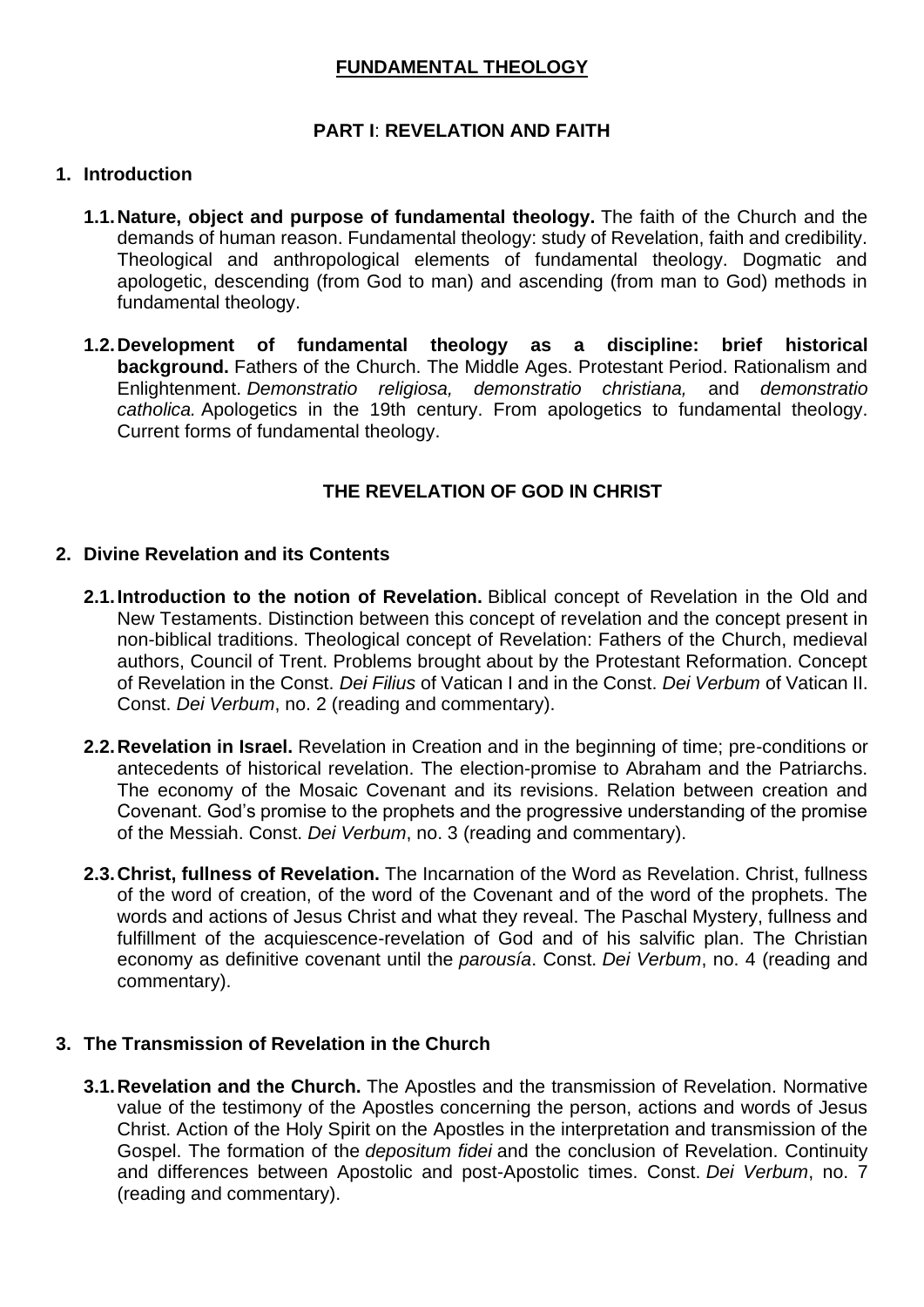# FUNDAMENTAL THEOLOGY

## PART I: REVELATION AND FAITH

### 1. Introduction

**1.1. Nature, object and purpose of fundamental theology.** The faith of the Church and the demands of human reason. Fundamental theology: study of Revelation, faith and credibility. Theological and anthropological elements of fundamental theology. Dogmatic and apologetic, descending (from God to man) and ascending (from man to God) methods in fundamental theology.

**1.2. Development of fundamental theology as a discipline: brief historical background.** Fathers of the Church. The Middle Ages. Protestant Period. Rationalism and Enlightenment. *Demonstratio religiosa, demonstratio christiana,* and *demonstratio catholica.* Apologetics in the 19th century. From apologetics to fundamental theology. Current forms of fundamental theology.

## THE REVELATION OF GOD IN CHRIST

### 2. Divine Revelation and its Contents

**2.1. Introduction to the notion of Revelation.** Biblical concept of Revelation in the Old and New Testaments. Distinction between this concept of revelation and the concept present in non-biblical traditions. Theological concept of Revelation: Fathers of the Church, medieval authors, Council of Trent. Problems brought about by the Protestant Reformation. Concept of Revelation in the Const. *Dei Filius* of Vatican I and in the Const. *Dei Verbum* of Vatican II. Const. *Dei Verbum*, no. 2 (reading and commentary).

**2.2. Revelation in Israel.** Revelation in Creation and in the beginning of time; pre-conditions or antecedents of historical revelation. The election-promise to Abraham and the Patriarchs. The economy of the Mosaic Covenant and its revisions. Relation between creation and Covenant. God's promise to the prophets and the progressive understanding of the promise of the Messiah. Const. *Dei Verbum*, no. 3 (reading and commentary).

**2.3. Christ, fullness of Revelation.** The Incarnation of the Word as Revelation. Christ, fullness of the word of creation, of the word of the Covenant and of the word of the prophets. The words and actions of Jesus Christ and what they reveal. The Paschal Mystery, fullness and fulfillment of the acquiescence-revelation of God and of his salvific plan. The Christian economy as definitive covenant until the *parousía*. Const. *Dei Verbum*, no. 4 (reading and commentary).

### 3. The Transmission of Revelation in the Church

**3.1. Revelation and the Church.** The Apostles and the transmission of Revelation. Normative value of the testimony of the Apostles concerning the person, actions and words of Jesus Christ. Action of the Holy Spirit on the Apostles in the interpretation and transmission of the Gospel. The formation of the *depositum fidei* and the conclusion of Revelation. Continuity and differences between Apostolic and post-Apostolic times. Const. *Dei Verbum*, no. 7 (reading and commentary).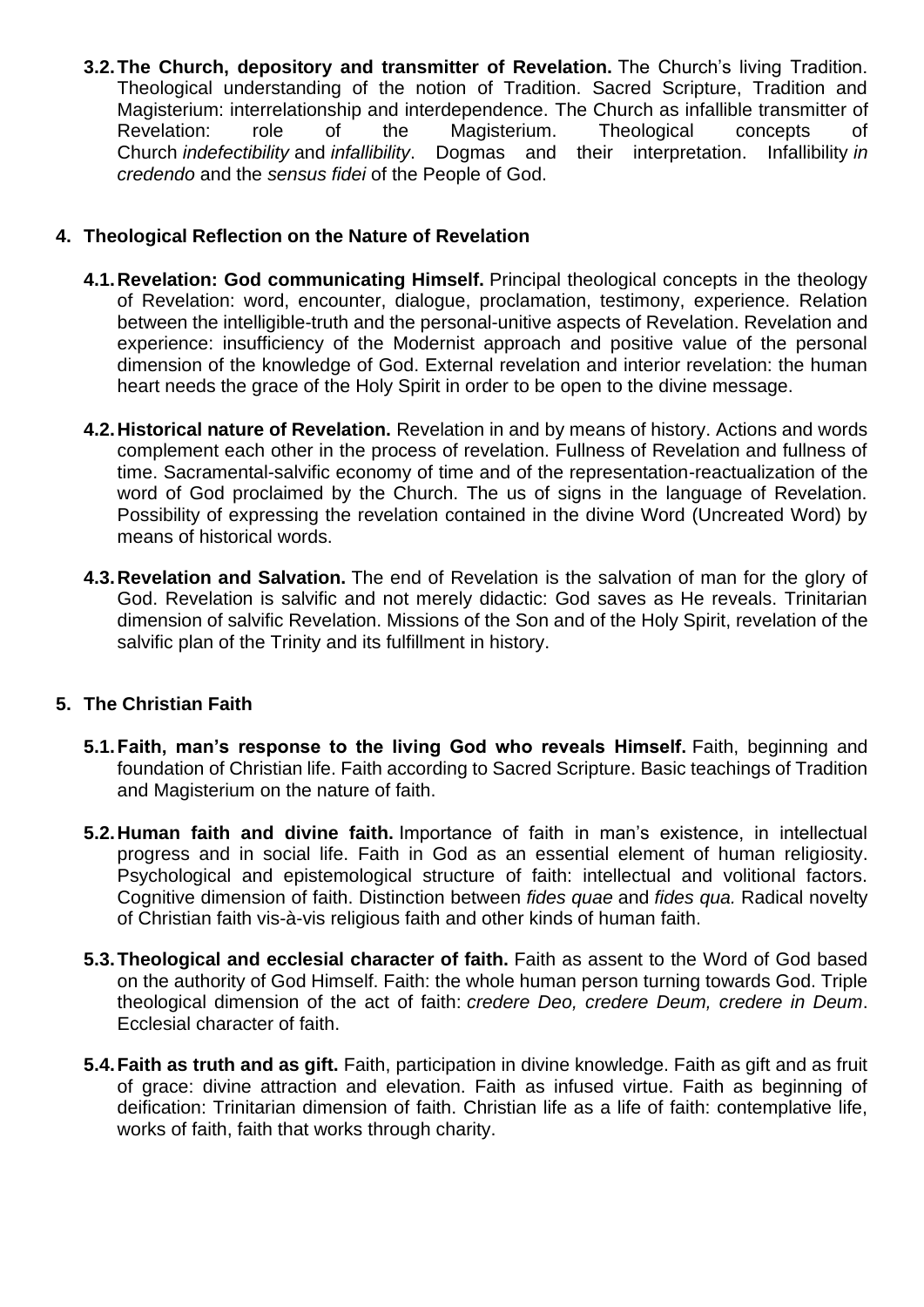**3.2. The Church, depository and transmitter of Revelation.** The Church's living Tradition. Theological understanding of the notion of Tradition. Sacred Scripture, Tradition and Magisterium: interrelationship and interdependence. The Church as infallible transmitter of Revelation: role of the Magisterium. Theological concepts of Church *indefectibility* and *infallibility*. Dogmas and their interpretation. Infallibility *in credendo* and the *sensus fidei* of the People of God.

## 4. Theological Reflection on the Nature of Revelation

**4.1. Revelation: God communicating Himself.** Principal theological concepts in the theology of Revelation: word, encounter, dialogue, proclamation, testimony, experience. Relation between the intelligible-truth and the personal-unitive aspects of Revelation. Revelation and experience: insufficiency of the Modernist approach and positive value of the personal dimension of the knowledge of God. External revelation and interior revelation: the human heart needs the grace of the Holy Spirit in order to be open to the divine message.

**4.2. Historical nature of Revelation.** Revelation in and by means of history. Actions and words complement each other in the process of revelation. Fullness of Revelation and fullness of time. Sacramental-salvific economy of time and of the representation-reactualization of the word of God proclaimed by the Church. The us of signs in the language of Revelation. Possibility of expressing the revelation contained in the divine Word (Uncreated Word) by means of historical words.

**4.3. Revelation and Salvation.** The end of Revelation is the salvation of man for the glory of God. Revelation is salvific and not merely didactic: God saves as He reveals. Trinitarian dimension of salvific Revelation. Missions of the Son and of the Holy Spirit, revelation of the salvific plan of the Trinity and its fulfillment in history.

## 5. The Christian Faith

**5.1. Faith, man's response to the living God who reveals Himself.** Faith, beginning and foundation of Christian life. Faith according to Sacred Scripture. Basic teachings of Tradition and Magisterium on the nature of faith.

**5.2. Human faith and divine faith.** Importance of faith in man's existence, in intellectual progress and in social life. Faith in God as an essential element of human religiosity. Psychological and epistemological structure of faith: intellectual and volitional factors. Cognitive dimension of faith. Distinction between *fides quae* and *fides qua.* Radical novelty of Christian faith vis-à-vis religious faith and other kinds of human faith.

**5.3. Theological and ecclesial character of faith.** Faith as assent to the Word of God based on the authority of God Himself. Faith: the whole human person turning towards God. Triple theological dimension of the act of faith: *credere Deo, credere Deum, credere in Deum*. Ecclesial character of faith.

**5.4. Faith as truth and as gift.** Faith, participation in divine knowledge. Faith as gift and as fruit of grace: divine attraction and elevation. Faith as infused virtue. Faith as beginning of deification: Trinitarian dimension of faith. Christian life as a life of faith: contemplative life, works of faith, faith that works through charity.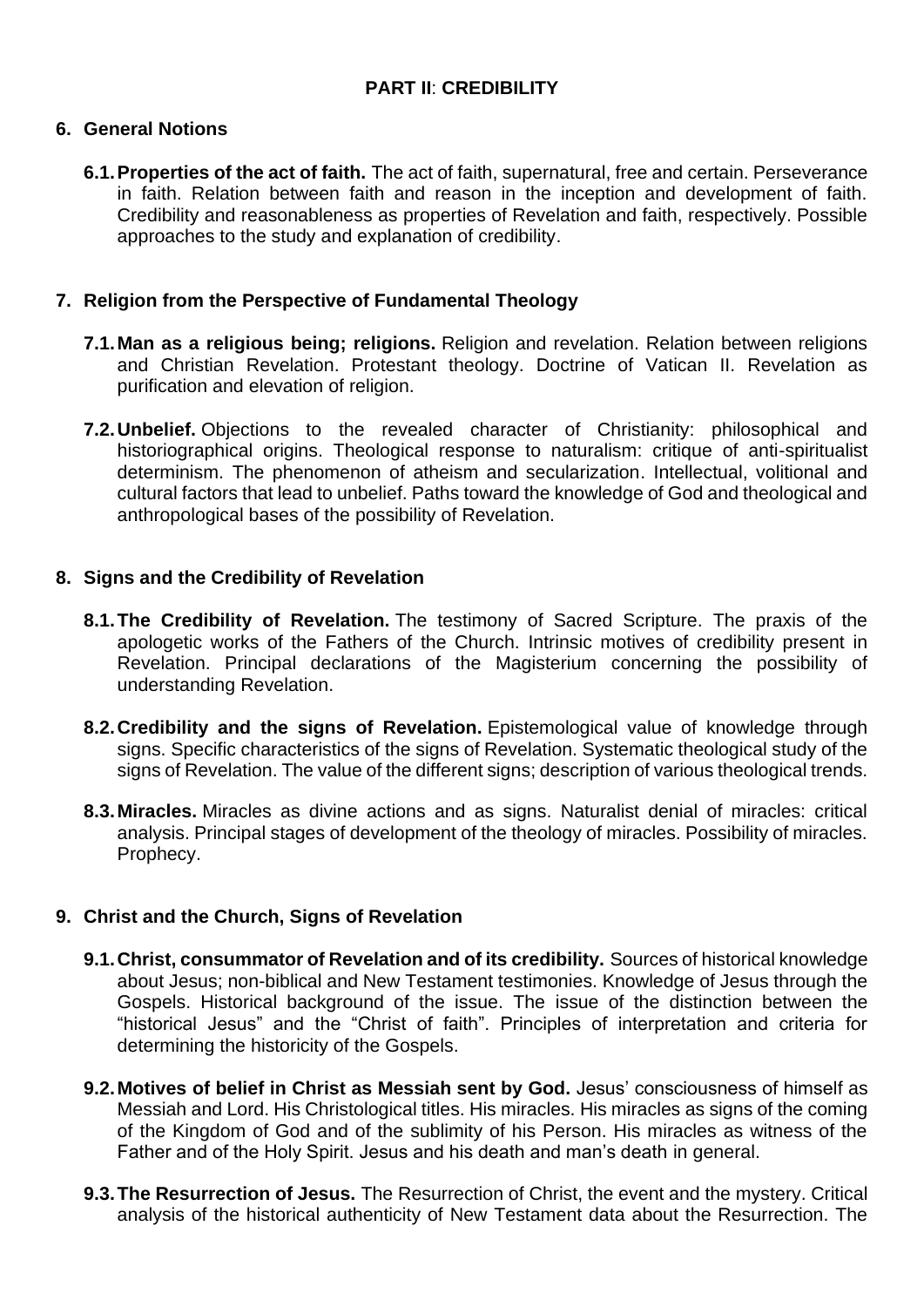## PART II: CREDIBILITY

### 6. General Notions

**6.1. Properties of the act of faith.** The act of faith, supernatural, free and certain. Perseverance in faith. Relation between faith and reason in the inception and development of faith. Credibility and reasonableness as properties of Revelation and faith, respectively. Possible approaches to the study and explanation of credibility.

### 7. Religion from the Perspective of Fundamental Theology

**7.1. Man as a religious being; religions.** Religion and revelation. Relation between religions and Christian Revelation. Protestant theology. Doctrine of Vatican II. Revelation as purification and elevation of religion.

**7.2. Unbelief.** Objections to the revealed character of Christianity: philosophical and historiographical origins. Theological response to naturalism: critique of anti-spiritualist determinism. The phenomenon of atheism and secularization. Intellectual, volitional and cultural factors that lead to unbelief. Paths toward the knowledge of God and theological and anthropological bases of the possibility of Revelation.

### 8. Signs and the Credibility of Revelation

**8.1. The Credibility of Revelation.** The testimony of Sacred Scripture. The praxis of the apologetic works of the Fathers of the Church. Intrinsic motives of credibility present in Revelation. Principal declarations of the Magisterium concerning the possibility of understanding Revelation.

**8.2. Credibility and the signs of Revelation.** Epistemological value of knowledge through signs. Specific characteristics of the signs of Revelation. Systematic theological study of the signs of Revelation. The value of the different signs; description of various theological trends.

**8.3. Miracles.** Miracles as divine actions and as signs. Naturalist denial of miracles: critical analysis. Principal stages of development of the theology of miracles. Possibility of miracles. Prophecy.

### 9. Christ and the Church, Signs of Revelation

**9.1. Christ, consummator of Revelation and of its credibility.** Sources of historical knowledge about Jesus; non-biblical and New Testament testimonies. Knowledge of Jesus through the Gospels. Historical background of the issue. The issue of the distinction between the "historical Jesus" and the "Christ of faith". Principles of interpretation and criteria for determining the historicity of the Gospels.

**9.2. Motives of belief in Christ as Messiah sent by God.** Jesus' consciousness of himself as Messiah and Lord. His Christological titles. His miracles. His miracles as signs of the coming of the Kingdom of God and of the sublimity of his Person. His miracles as witness of the Father and of the Holy Spirit. Jesus and his death and man's death in general.

**9.3. The Resurrection of Jesus.** The Resurrection of Christ, the event and the mystery. Critical analysis of the historical authenticity of New Testament data about the Resurrection. The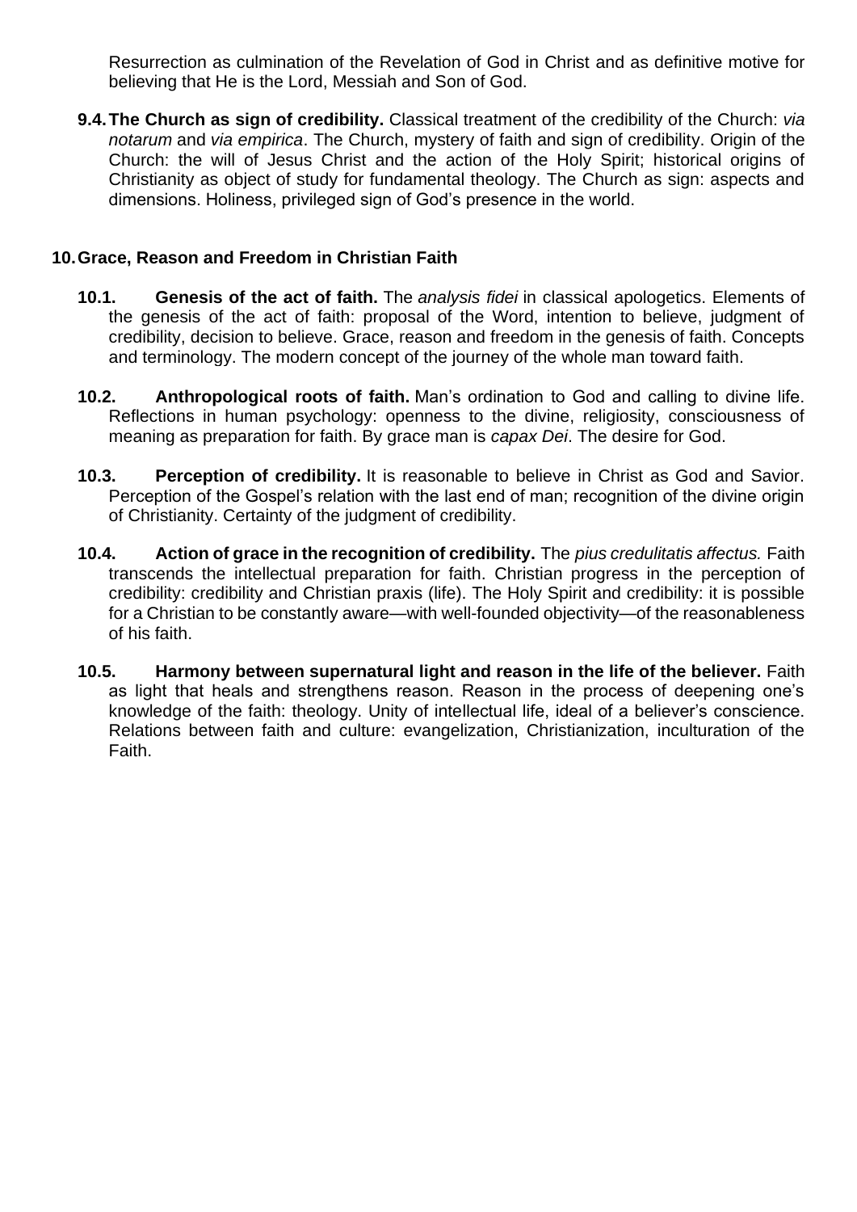Resurrection as culmination of the Revelation of God in Christ and as definitive motive for believing that He is the Lord, Messiah and Son of God.

**9.4. The Church as sign of credibility.** Classical treatment of the credibility of the Church: *via notarum* and *via empirica*. The Church, mystery of faith and sign of credibility. Origin of the Church: the will of Jesus Christ and the action of the Holy Spirit; historical origins of Christianity as object of study for fundamental theology. The Church as sign: aspects and dimensions. Holiness, privileged sign of God's presence in the world.

## 10. Grace, Reason and Freedom in Christian Faith

**10.1. Genesis of the act of faith.** The *analysis fidei* in classical apologetics. Elements of the genesis of the act of faith: proposal of the Word, intention to believe, judgment of credibility, decision to believe. Grace, reason and freedom in the genesis of faith. Concepts and terminology. The modern concept of the journey of the whole man toward faith.

**10.2. Anthropological roots of faith.** Man's ordination to God and calling to divine life. Reflections in human psychology: openness to the divine, religiosity, consciousness of meaning as preparation for faith. By grace man is *capax Dei*. The desire for God.

**10.3. Perception of credibility.** It is reasonable to believe in Christ as God and Savior. Perception of the Gospel's relation with the last end of man; recognition of the divine origin of Christianity. Certainty of the judgment of credibility.

**10.4. Action of grace in the recognition of credibility.** The *pius credulitatis affectus.* Faith transcends the intellectual preparation for faith. Christian progress in the perception of credibility: credibility and Christian praxis (life). The Holy Spirit and credibility: it is possible for a Christian to be constantly aware—with well-founded objectivity—of the reasonableness of his faith.

**10.5. Harmony between supernatural light and reason in the life of the believer.** Faith as light that heals and strengthens reason. Reason in the process of deepening one's knowledge of the faith: theology. Unity of intellectual life, ideal of a believer's conscience. Relations between faith and culture: evangelization, Christianization, inculturation of the Faith.